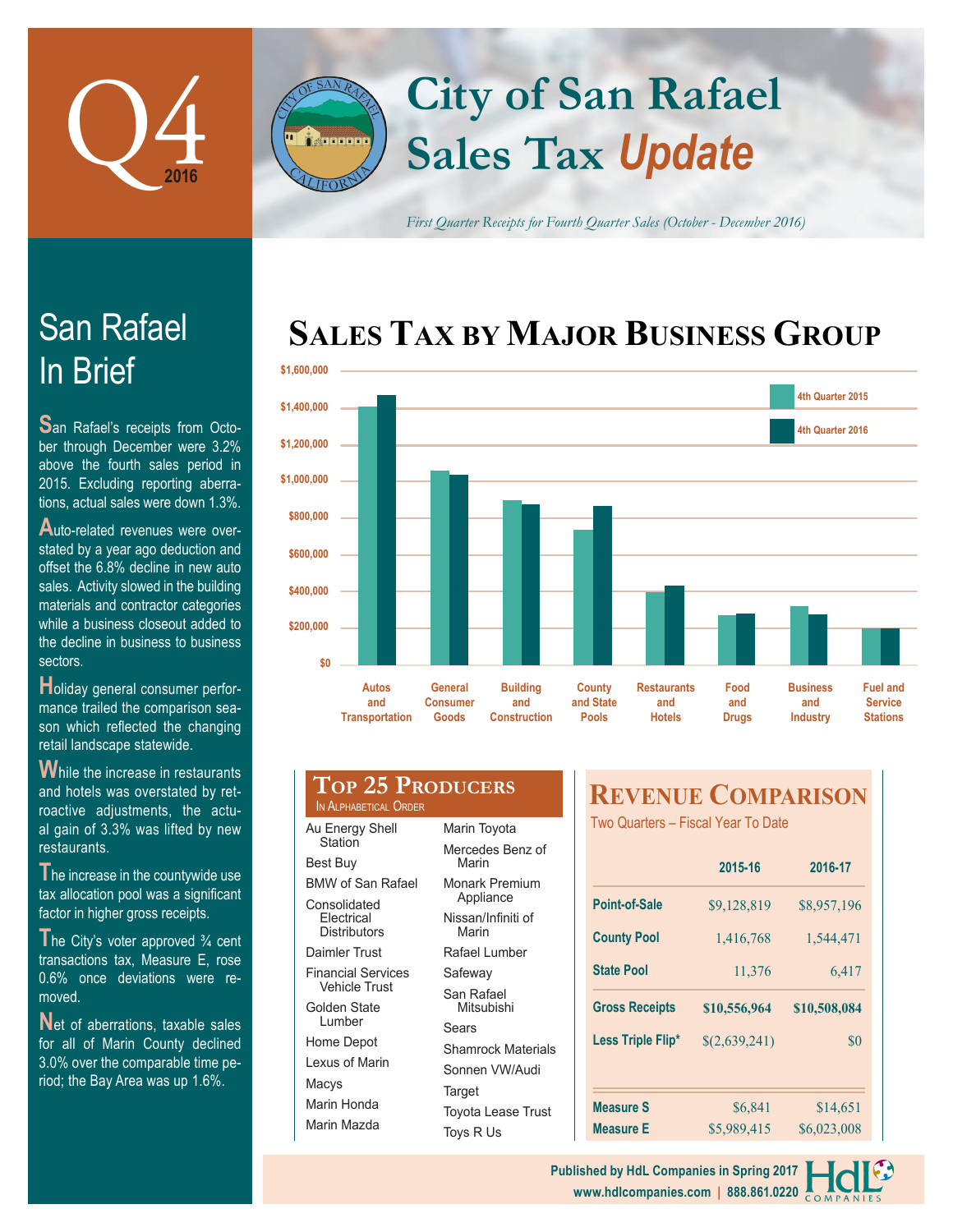# Q4 2016

# City of San Rafael Sales Tax *Update*

*First Quarter Receipts for Fourth Quarter Sales (October - December 2016)*

## San Rafael In Brief

San Rafael's receipts from October through December were 3.2% above the fourth sales period in 2015. Excluding reporting aberrations, actual sales were down 1.3%.

Auto-related revenues were overstated by a year ago deduction and offset the 6.8% decline in new auto sales. Activity slowed in the building materials and contractor categories while a business closeout added to the decline in business to business sectors.

Holiday general consumer performance trailed the comparison season which reflected the changing retail landscape statewide.

While the increase in restaurants and hotels was overstated by retroactive adjustments, the actual gain of 3.3% was lifted by new restaurants.

The increase in the countywide use tax allocation pool was a significant factor in higher gross receipts.

The City's voter approved ¾ cent transactions tax, Measure E, rose 0.6% once deviations were removed.

Net of aberrations, taxable sales for all of Marin County declined 3.0% over the comparable time period; the Bay Area was up 1.6%.

## Sales Tax by Major Business Group

Legend: 4th Quarter 2015, 4th Quarter 2016

Categories: Autos and Transportation; General Consumer Goods; Building and Construction; County and State Pools; Restaurants and Hotels; Food and Drugs; Business and Industry; Fuel and Service Stations

Axis: $0 – $1,600,000

## Top 25 Producers

In Alphabetical Order

- Au Energy Shell Station
- Best Buy
- BMW of San Rafael
- Consolidated Electrical Distributors
- Daimler Trust
- Financial Services Vehicle Trust
- Golden State Lumber
- Home Depot
- Lexus of Marin
- Macys
- Marin Honda
- Marin Mazda
- Marin Toyota
- Mercedes Benz of Marin
- Monark Premium Appliance
- Nissan/Infiniti of Marin
- Rafael Lumber
- Safeway
- San Rafael Mitsubishi
- Sears
- Shamrock Materials
- Sonnen VW/Audi
- Target
- Toyota Lease Trust
- Toys R Us

## Revenue Comparison

Two Quarters – Fiscal Year To Date

| | 2015-16 | 2016-17 |
|---|---|---|
| Point-of-Sale | $9,128,819 | $8,957,196 |
| County Pool | 1,416,768 | 1,544,471 |
| State Pool | 11,376 | 6,417 |
| **Gross Receipts** | **$10,556,964** | **$10,508,084** |
| Less Triple Flip* | $(2,639,241) | $0 |
| Measure S | $6,841 | $14,651 |
| Measure E | $5,989,415 | $6,023,008 |

Published by HdL Companies in Spring 2017
www.hdlcompanies.com | 888.861.0220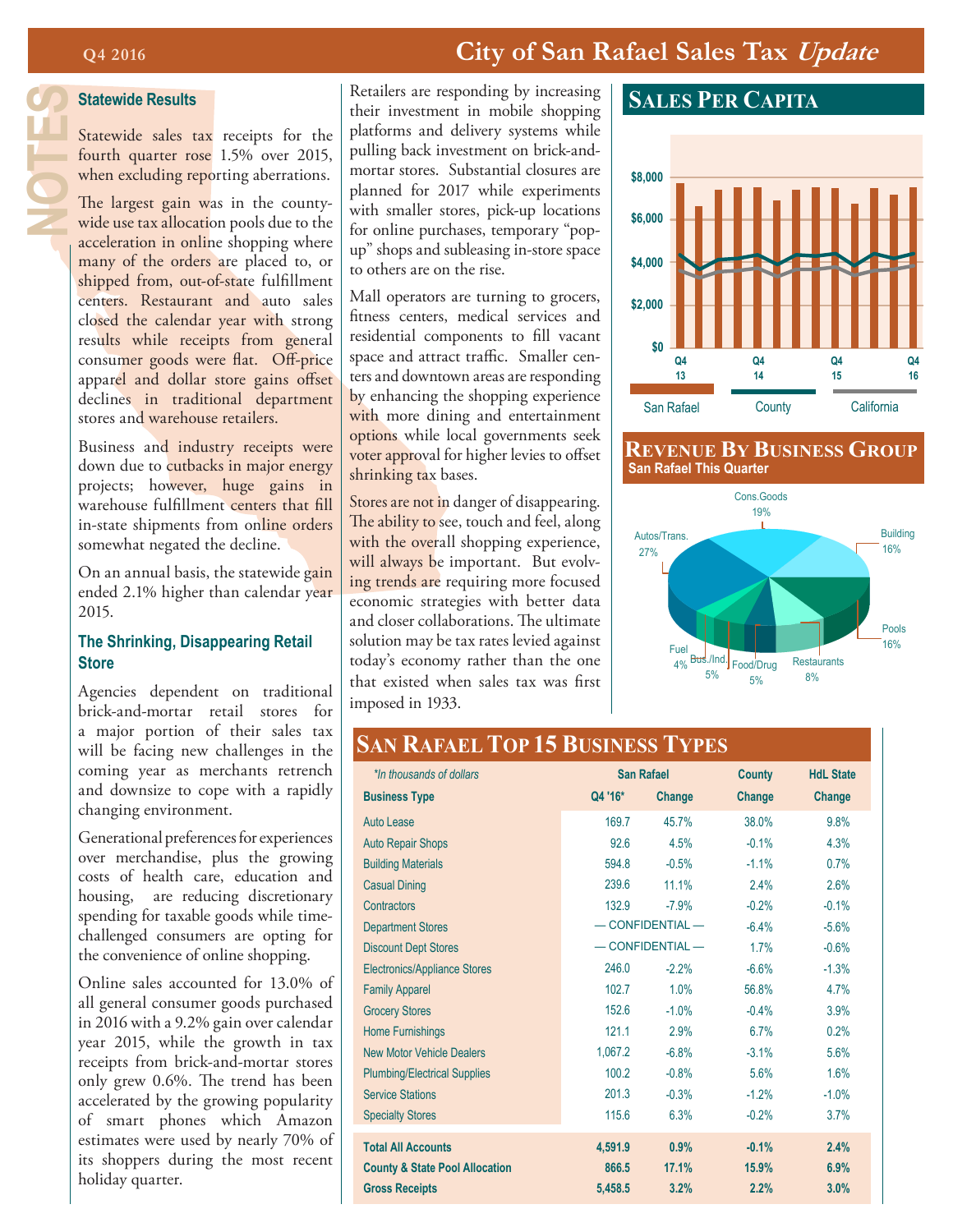Q4 2016 — City of San Rafael Sales Tax *Update*

NOTES

### Statewide Results

Statewide sales tax receipts for the fourth quarter rose 1.5% over 2015, when excluding reporting aberrations.

The largest gain was in the countywide use tax allocation pools due to the acceleration in online shopping where many of the orders are placed to, or shipped from, out-of-state fulfillment centers. Restaurant and auto sales closed the calendar year with strong results while receipts from general consumer goods were flat. Off-price apparel and dollar store gains offset declines in traditional department stores and warehouse retailers.

Business and industry receipts were down due to cutbacks in major energy projects; however, huge gains in warehouse fulfillment centers that fill in-state shipments from online orders somewhat negated the decline.

On an annual basis, the statewide gain ended 2.1% higher than calendar year 2015.

### The Shrinking, Disappearing Retail Store

Agencies dependent on traditional brick-and-mortar retail stores for a major portion of their sales tax will be facing new challenges in the coming year as merchants retrench and downsize to cope with a rapidly changing environment.

Generational preferences for experiences over merchandise, plus the growing costs of health care, education and housing, are reducing discretionary spending for taxable goods while time-challenged consumers are opting for the convenience of online shopping.

Online sales accounted for 13.0% of all general consumer goods purchased in 2016 with a 9.2% gain over calendar year 2015, while the growth in tax receipts from brick-and-mortar stores only grew 0.6%. The trend has been accelerated by the growing popularity of smart phones which Amazon estimates were used by nearly 70% of its shoppers during the most recent holiday quarter.

Retailers are responding by increasing their investment in mobile shopping platforms and delivery systems while pulling back investment on brick-and-mortar stores. Substantial closures are planned for 2017 while experiments with smaller stores, pick-up locations for online purchases, temporary "pop-up" shops and subleasing in-store space to others are on the rise.

Mall operators are turning to grocers, fitness centers, medical services and residential components to fill vacant space and attract traffic. Smaller centers and downtown areas are responding by enhancing the shopping experience with more dining and entertainment options while local governments seek voter approval for higher levies to offset shrinking tax bases.

Stores are not in danger of disappearing. The ability to see, touch and feel, along with the overall shopping experience, will always be important. But evolving trends are requiring more focused economic strategies with better data and closer collaborations. The ultimate solution may be tax rates levied against today's economy rather than the one that existed when sales tax was first imposed in 1933.

## Sales Per Capita

$8,000
$6,000
$4,000
$2,000
$0
Q4 13
Q4 14
Q4 15
Q4 16
San Rafael
County
California

## Revenue By Business Group
**San Rafael This Quarter**

Autos/Trans. 27%
Cons.Goods 19%
Building 16%
Pools 16%
Restaurants 8%
Food/Drug 5%
Bus./Ind. 5%
Fuel 4%

## San Rafael Top 15 Business Types

| *\*In thousands of dollars* | San Rafael | | County | HdL State |
|---|---|---|---|---|
| **Business Type** | **Q4 '16\*** | **Change** | **Change** | **Change** |
| Auto Lease | 169.7 | 45.7% | 38.0% | 9.8% |
| Auto Repair Shops | 92.6 | 4.5% | -0.1% | 4.3% |
| Building Materials | 594.8 | -0.5% | -1.1% | 0.7% |
| Casual Dining | 239.6 | 11.1% | 2.4% | 2.6% |
| Contractors | 132.9 | -7.9% | -0.2% | -0.1% |
| Department Stores | — CONFIDENTIAL — | | -6.4% | -5.6% |
| Discount Dept Stores | — CONFIDENTIAL — | | 1.7% | -0.6% |
| Electronics/Appliance Stores | 246.0 | -2.2% | -6.6% | -1.3% |
| Family Apparel | 102.7 | 1.0% | 56.8% | 4.7% |
| Grocery Stores | 152.6 | -1.0% | -0.4% | 3.9% |
| Home Furnishings | 121.1 | 2.9% | 6.7% | 0.2% |
| New Motor Vehicle Dealers | 1,067.2 | -6.8% | -3.1% | 5.6% |
| Plumbing/Electrical Supplies | 100.2 | -0.8% | 5.6% | 1.6% |
| Service Stations | 201.3 | -0.3% | -1.2% | -1.0% |
| Specialty Stores | 115.6 | 6.3% | -0.2% | 3.7% |
| **Total All Accounts** | **4,591.9** | **0.9%** | **-0.1%** | **2.4%** |
| **County & State Pool Allocation** | **866.5** | **17.1%** | **15.9%** | **6.9%** |
| **Gross Receipts** | **5,458.5** | **3.2%** | **2.2%** | **3.0%** |